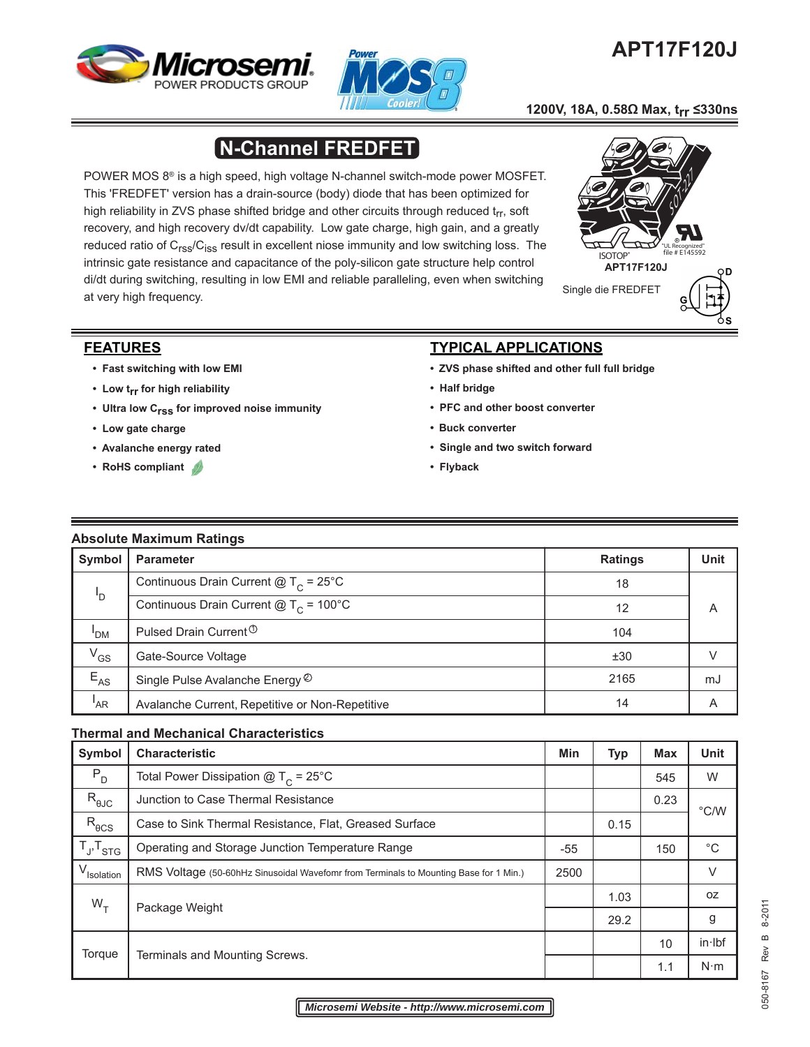# APT17F120J

1200V, 18A, 0.58Ω Max, $t_{rr}$ ≤330ns

## N-Channel FREDFET

POWER MOS 8® is a high speed, high voltage N-channel switch-mode power MOSFET. This 'FREDFET' version has a drain-source (body) diode that has been optimized for high reliability in ZVS phase shifted bridge and other circuits through reduced $t_{rr}$, soft recovery, and high recovery dv/dt capability. Low gate charge, high gain, and a greatly reduced ratio of $C_{rss}/C_{iss}$ result in excellent niose immunity and low switching loss. The intrinsic gate resistance and capacitance of the poly-silicon gate structure help control di/dt during switching, resulting in low EMI and reliable paralleling, even when switching at very high frequency.

ISOTOP® APT17F120J

"UL Recognized" file # E145592

Single die FREDFET

## FEATURES

- Fast switching with low EMI
- Low $t_{rr}$ for high reliability
- Ultra low $C_{rss}$ for improved noise immunity
- Low gate charge
- Avalanche energy rated
- RoHS compliant

## TYPICAL APPLICATIONS

- ZVS phase shifted and other full full bridge
- Half bridge
- PFC and other boost converter
- Buck converter
- Single and two switch forward
- Flyback

### Absolute Maximum Ratings

| Symbol | Parameter | Ratings | Unit |
|---|---|---|---|
| $I_D$ | Continuous Drain Current @ $T_C$ = 25°C | 18 | A |
| | Continuous Drain Current @ $T_C$ = 100°C | 12 | |
| $I_{DM}$ | Pulsed Drain Current ① | 104 | |
| $V_{GS}$ | Gate-Source Voltage | ±30 | V |
| $E_{AS}$ | Single Pulse Avalanche Energy ② | 2165 | mJ |
| $I_{AR}$ | Avalanche Current, Repetitive or Non-Repetitive | 14 | A |

### Thermal and Mechanical Characteristics

| Symbol | Characteristic | Min | Typ | Max | Unit |
|---|---|---|---|---|---|
| $P_D$ | Total Power Dissipation @ $T_C$ = 25°C | | | 545 | W |
| $R_{\theta JC}$ | Junction to Case Thermal Resistance | | | 0.23 | °C/W |
| $R_{\theta CS}$ | Case to Sink Thermal Resistance, Flat, Greased Surface | | 0.15 | | |
| $T_J$,$T_{STG}$ | Operating and Storage Junction Temperature Range | -55 | | 150 | °C |
| $V_{Isolation}$ | RMS Voltage (50-60hHz Sinusoidal Wavefomr from Terminals to Mounting Base for 1 Min.) | 2500 | | | V |
| $W_T$ | Package Weight | | 1.03 | | oz |
| | | | 29.2 | | g |
| Torque | Terminals and Mounting Screws. | | | 10 | in·lbf |
| | | | | 1.1 | N·m |

050-8167 Rev B 8-2011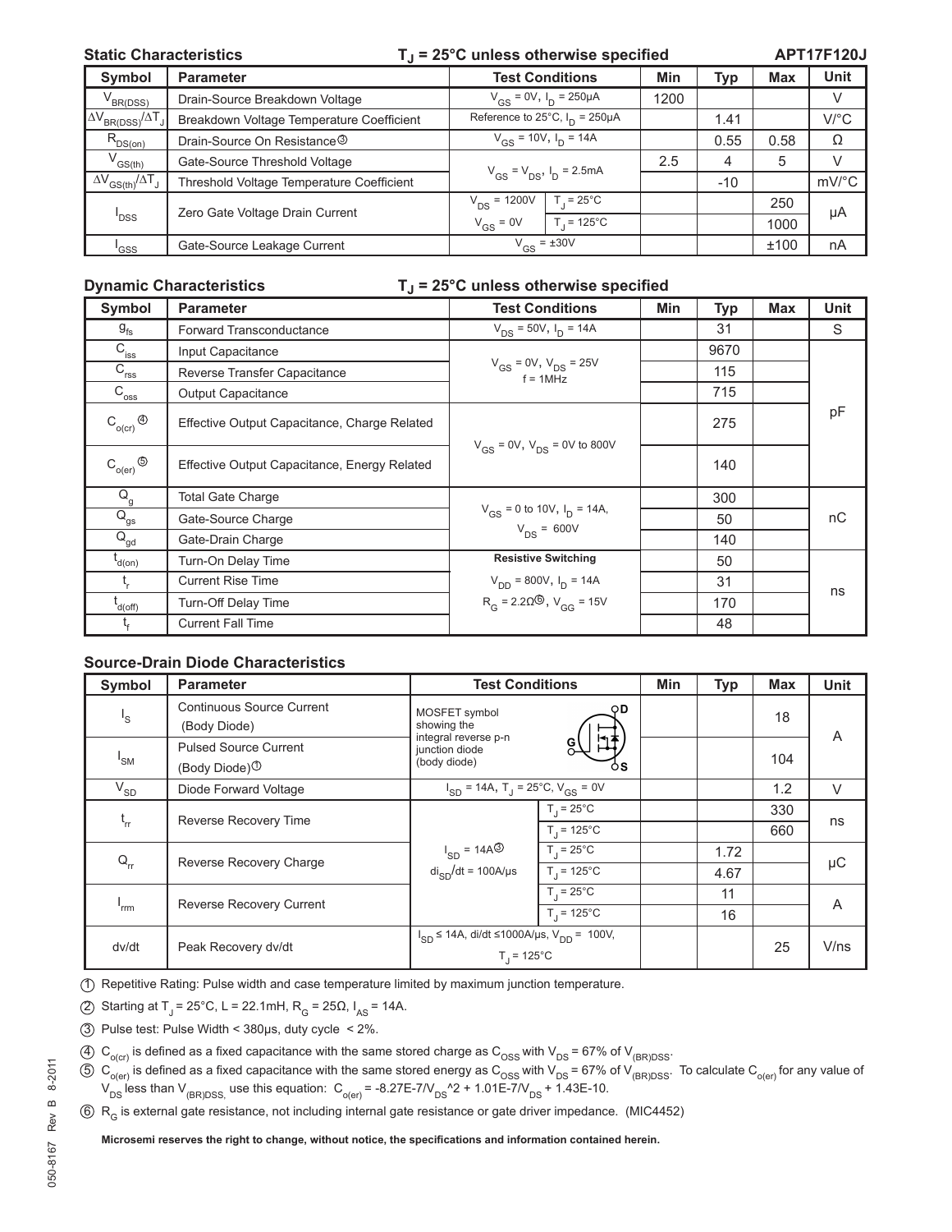## Static Characteristics

$T_J$ = 25°C unless otherwise specified — APT17F120J

| Symbol | Parameter | Test Conditions | | Min | Typ | Max | Unit |
|---|---|---|---|---|---|---|---|
| $V_{BR(DSS)}$ | Drain-Source Breakdown Voltage | $V_{GS}$ = 0V, $I_D$ = 250µA | | 1200 | | | V |
| $\Delta V_{BR(DSS)}/\Delta T_J$ | Breakdown Voltage Temperature Coefficient | Reference to 25°C, $I_D$ = 250µA | | | 1.41 | | V/°C |
| $R_{DS(on)}$ | Drain-Source On Resistance③ | $V_{GS}$ = 10V, $I_D$ = 14A | | | 0.55 | 0.58 | Ω |
| $V_{GS(th)}$ | Gate-Source Threshold Voltage | $V_{GS} = V_{DS}$, $I_D$ = 2.5mA | | 2.5 | 4 | 5 | V |
| $\Delta V_{GS(th)}/\Delta T_J$ | Threshold Voltage Temperature Coefficient | | | | -10 | | mV/°C |
| $I_{DSS}$ | Zero Gate Voltage Drain Current | $V_{DS}$ = 1200V | $T_J$ = 25°C | | | 250 | µA |
| | | $V_{GS}$ = 0V | $T_J$ = 125°C | | | 1000 | |
| $I_{GSS}$ | Gate-Source Leakage Current | $V_{GS}$ = ±30V | | | | ±100 | nA |

## Dynamic Characteristics

$T_J$ = 25°C unless otherwise specified

| Symbol | Parameter | Test Conditions | Min | Typ | Max | Unit |
|---|---|---|---|---|---|---|
| $g_{fs}$ | Forward Transconductance | $V_{DS}$ = 50V, $I_D$ = 14A | | 31 | | S |
| $C_{iss}$ | Input Capacitance | $V_{GS}$ = 0V, $V_{DS}$ = 25V, f = 1MHz | | 9670 | | pF |
| $C_{rss}$ | Reverse Transfer Capacitance | | | 115 | | |
| $C_{oss}$ | Output Capacitance | | | 715 | | |
| $C_{o(cr)}$ ④ | Effective Output Capacitance, Charge Related | $V_{GS}$ = 0V, $V_{DS}$ = 0V to 800V | | 275 | | |
| $C_{o(er)}$ ⑤ | Effective Output Capacitance, Energy Related | | | 140 | | |
| $Q_g$ | Total Gate Charge | $V_{GS}$ = 0 to 10V, $I_D$ = 14A, $V_{DS}$ = 600V | | 300 | | nC |
| $Q_{gs}$ | Gate-Source Charge | | | 50 | | |
| $Q_{gd}$ | Gate-Drain Charge | | | 140 | | |
| $t_{d(on)}$ | Turn-On Delay Time | **Resistive Switching** $V_{DD}$ = 800V, $I_D$ = 14A, $R_G$ = 2.2Ω⑥, $V_{GG}$ = 15V | | 50 | | ns |
| $t_r$ | Current Rise Time | | | 31 | | |
| $t_{d(off)}$ | Turn-Off Delay Time | | | 170 | | |
| $t_f$ | Current Fall Time | | | 48 | | |

## Source-Drain Diode Characteristics

| Symbol | Parameter | Test Conditions | | Min | Typ | Max | Unit |
|---|---|---|---|---|---|---|---|
| $I_S$ | Continuous Source Current (Body Diode) | MOSFET symbol showing the integral reverse p-n junction diode (body diode) | | | | 18 | A |
| $I_{SM}$ | Pulsed Source Current (Body Diode)① | | | | | 104 | |
| $V_{SD}$ | Diode Forward Voltage | $I_{SD}$ = 14A, $T_J$ = 25°C, $V_{GS}$ = 0V | | | | 1.2 | V |
| $t_{rr}$ | Reverse Recovery Time | $I_{SD}$ = 14A③, $di_{SD}/dt$ = 100A/µs | $T_J$ = 25°C | | | 330 | ns |
| | | | $T_J$ = 125°C | | | 660 | |
| $Q_{rr}$ | Reverse Recovery Charge | | $T_J$ = 25°C | | 1.72 | | µC |
| | | | $T_J$ = 125°C | | 4.67 | | |
| $I_{rrm}$ | Reverse Recovery Current | | $T_J$ = 25°C | | 11 | | A |
| | | | $T_J$ = 125°C | | 16 | | |
| dv/dt | Peak Recovery dv/dt | $I_{SD}$ ≤ 14A, di/dt ≤1000A/µs, $V_{DD}$ = 100V, $T_J$ = 125°C | | | | 25 | V/ns |

① Repetitive Rating: Pulse width and case temperature limited by maximum junction temperature.

② Starting at $T_J$ = 25°C, L = 22.1mH, $R_G$ = 25Ω, $I_{AS}$ = 14A.

③ Pulse test: Pulse Width < 380µs, duty cycle < 2%.

④ $C_{o(cr)}$ is defined as a fixed capacitance with the same stored charge as $C_{OSS}$ with $V_{DS}$ = 67% of $V_{(BR)DSS}$.

⑤ $C_{o(er)}$ is defined as a fixed capacitance with the same stored energy as $C_{OSS}$ with $V_{DS}$ = 67% of $V_{(BR)DSS}$. To calculate $C_{o(er)}$ for any value of $V_{DS}$ less than $V_{(BR)DSS,}$ use this equation: $C_{o(er)}$ = -8.27E-7/$V_{DS}$^2 + 1.01E-7/$V_{DS}$ + 1.43E-10.

⑥ $R_G$ is external gate resistance, not including internal gate resistance or gate driver impedance. (MIC4452)

**Microsemi reserves the right to change, without notice, the specifications and information contained herein.**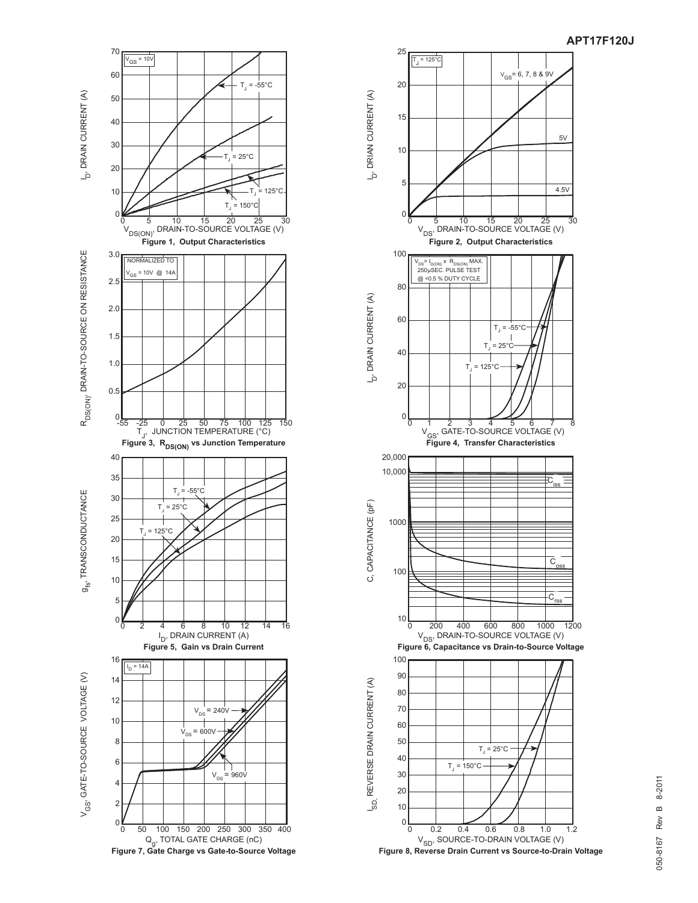Figure 1, Output Characteristics

Figure 2, Output Characteristics

Figure 3, $R_{DS(ON)}$ vs Junction Temperature

Figure 4, Transfer Characteristics

Figure 5, Gain vs Drain Current

Figure 6, Capacitance vs Drain-to-Source Voltage

Figure 7, Gate Charge vs Gate-to-Source Voltage

Figure 8, Reverse Drain Current vs Source-to-Drain Voltage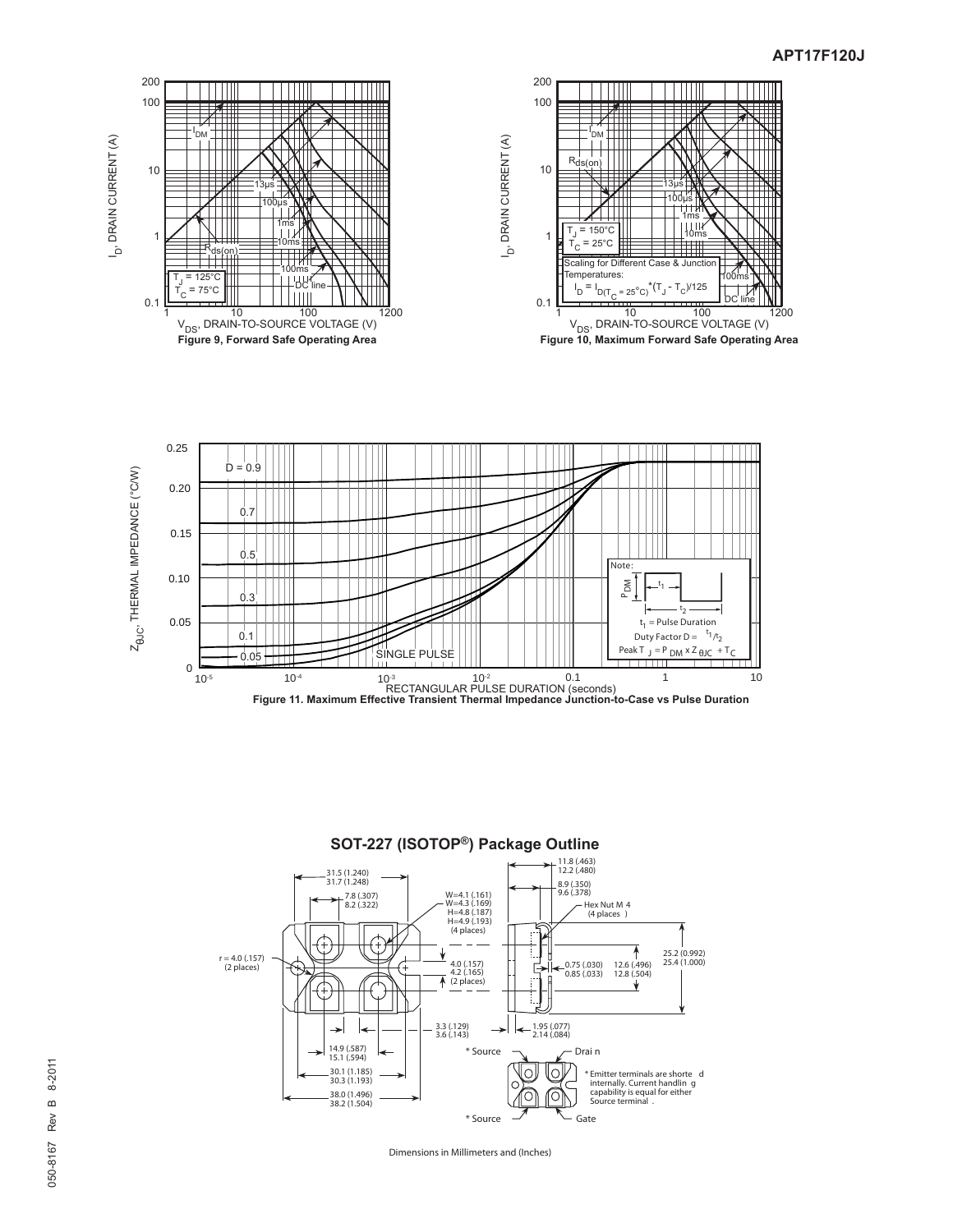$I_D$, DRAIN CURRENT (A)

200
100
10
1
0.1

$I_{DM}$

13µs
100µs
1ms
10ms
100ms
DC line

$R_{ds(on)}$

$T_J$ = 125°C
$T_C$ = 75°C

1 10 100 1200

$V_{DS}$, DRAIN-TO-SOURCE VOLTAGE (V)

**Figure 9, Forward Safe Operating Area**

$I_D$, DRAIN CURRENT (A)

200
100
10
1
0.1

$I_{DM}$

$R_{ds(on)}$

13µs
100µs
1ms
10ms
100ms
DC line

$T_J$ = 150°C
$T_C$ = 25°C

Scaling for Different Case & Junction Temperatures:
$I_D = I_{D(T_C = 25°C)} * (T_J - T_C)/125$

1 10 100 1200

$V_{DS}$, DRAIN-TO-SOURCE VOLTAGE (V)

**Figure 10, Maximum Forward Safe Operating Area**

$Z_{\theta JC}$, THERMAL IMPEDANCE (°C/W)

0.25
0.20
0.15
0.10
0.05
0

D = 0.9
0.7
0.5
0.3
0.1
0.05
SINGLE PULSE

Note:
$P_{DM}$
$t_1$
$t_2$
$t_1$ = Pulse Duration
Duty Factor D = $t_1/t_2$
Peak $T_J = P_{DM} \times Z_{\theta JC} + T_C$

$10^{-5}$ $10^{-4}$ $10^{-3}$ $10^{-2}$ 0.1 1 10

RECTANGULAR PULSE DURATION (seconds)

**Figure 11. Maximum Effective Transient Thermal Impedance Junction-to-Case vs Pulse Duration**

## SOT-227 (ISOTOP®) Package Outline

31.5 (1.240)
31.7 (1.248)

7.8 (.307)
8.2 (.322)

W=4.1 (.161)
W=4.3 (.169)
H=4.8 (.187)
H=4.9 (.193)
(4 places)

r = 4.0 (.157)
(2 places)

4.0 (.157)
4.2 (.165)
(2 places)

3.3 (.129)
3.6 (.143)

14.9 (.587)
15.1 (.594)

30.1 (1.185)
30.3 (1.193)

38.0 (1.496)
38.2 (1.504)

11.8 (.463)
12.2 (.480)

8.9 (.350)
9.6 (.378)

Hex Nut M 4
(4 places)

0.75 (.030)
0.85 (.033)

12.6 (.496)
12.8 (.504)

25.2 (0.992)
25.4 (1.000)

1.95 (.077)
2.14 (.084)

* Source
Drain
* Source
Gate

* Emitter terminals are shorted internally. Current handling capability is equal for either Source terminal.

Dimensions in Millimeters and (Inches)